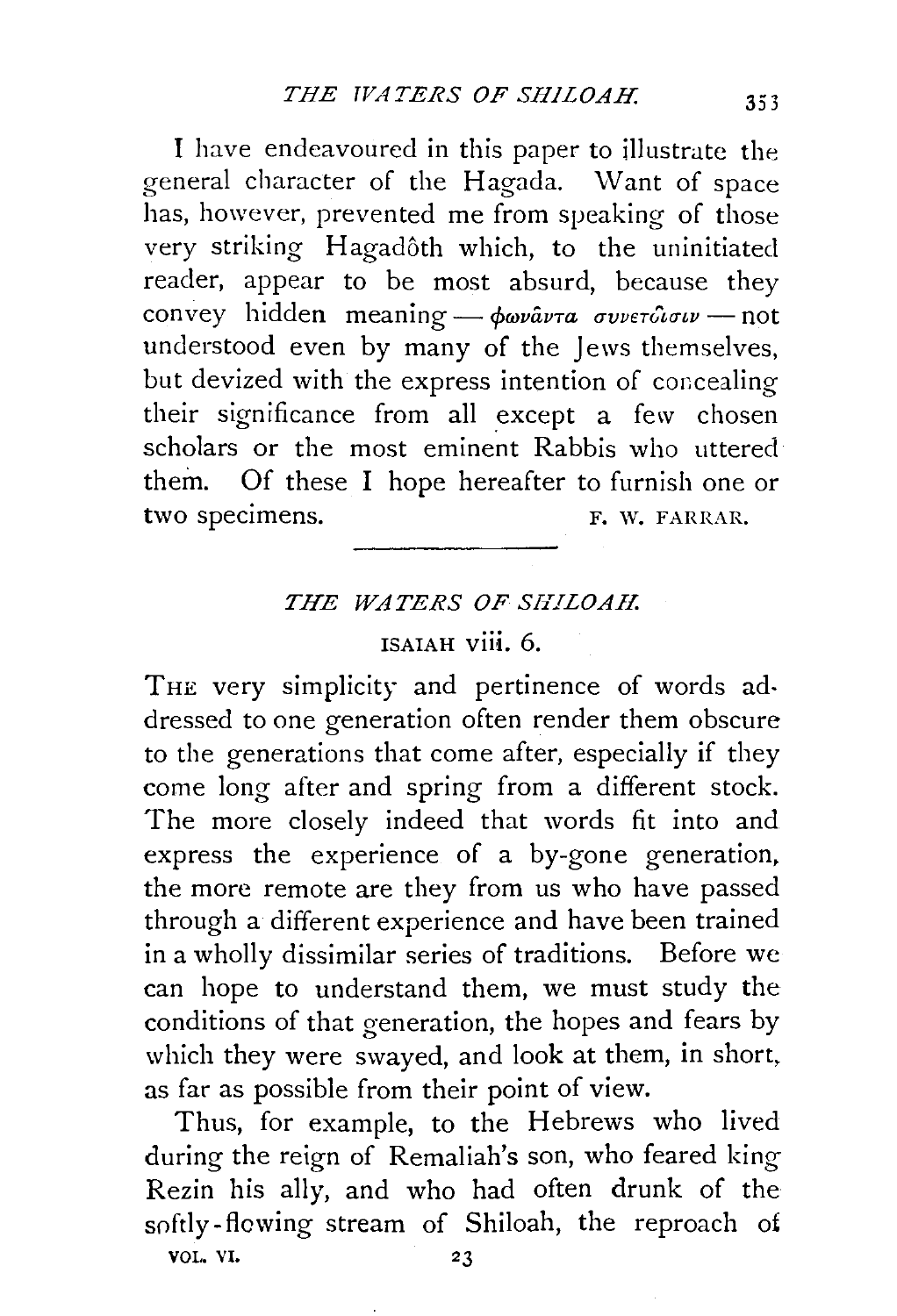I have endeavoured in this paper to illustrate the general character of the Hagada. Want of space has, however, prevented me from speaking of those very striking Hagadôth which, to the uninitiated reader, appear to be most absurd, because they convey hidden meaning — φωνᾶντα συνετοῖσιν — not understood even by many of the Jews themselves, but devized with the express intention of concealing their significance from all except a few chosen scholars or the most eminent Rabbis who uttered them. Of these I hope hereafter to furnish one or two specimens.

F. W. FARRAR.

---

## *THE WATERS OF SHILOAH.*

### ISAIAH viii. 6.

THE very simplicity and pertinence of words addressed to one generation often render them obscure to the generations that come after, especially if they come long after and spring from a different stock. The more closely indeed that words fit into and express the experience of a by-gone generation, the more remote are they from us who have passed through a different experience and have been trained in a wholly dissimilar series of traditions. Before we can hope to understand them, we must study the conditions of that generation, the hopes and fears by which they were swayed, and look at them, in short, as far as possible from their point of view.

Thus, for example, to the Hebrews who lived during the reign of Remaliah's son, who feared king Rezin his ally, and who had often drunk of the softly-flowing stream of Shiloah, the reproach of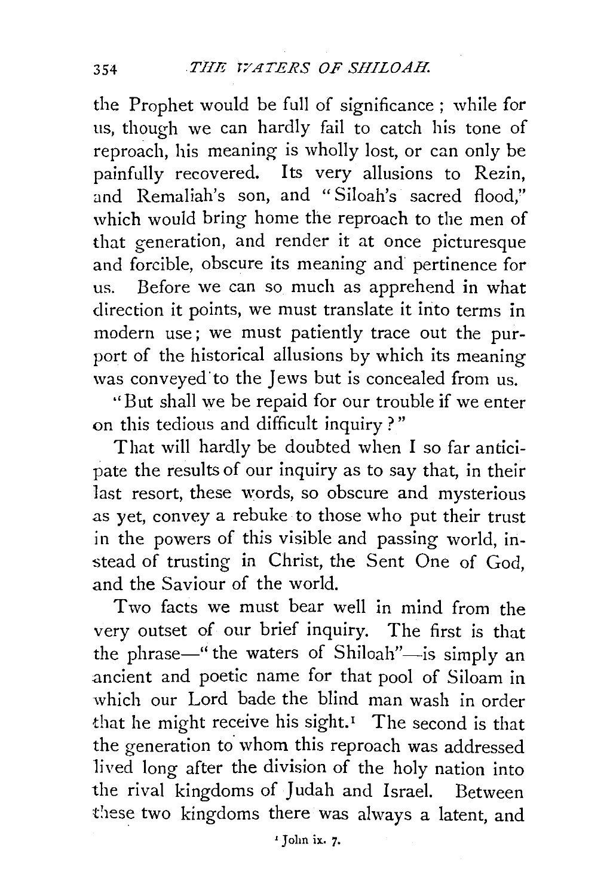the Prophet would be full of significance; while for us, though we can hardly fail to catch his tone of reproach, his meaning is wholly lost, or can only be painfully recovered. Its very allusions to Rezin, and Remaliah's son, and "Siloah's sacred flood," which would bring home the reproach to the men of that generation, and render it at once picturesque and forcible, obscure its meaning and pertinence for us. Before we can so much as apprehend in what direction it points, we must translate it into terms in modern use; we must patiently trace out the purport of the historical allusions by which its meaning was conveyed to the Jews but is concealed from us.

"But shall we be repaid for our trouble if we enter on this tedious and difficult inquiry?"

That will hardly be doubted when I so far anticipate the results of our inquiry as to say that, in their last resort, these words, so obscure and mysterious as yet, convey a rebuke to those who put their trust in the powers of this visible and passing world, instead of trusting in Christ, the Sent One of God, and the Saviour of the world.

Two facts we must bear well in mind from the very outset of our brief inquiry. The first is that the phrase—"the waters of Shiloah"—is simply an ancient and poetic name for that pool of Siloam in which our Lord bade the blind man wash in order that he might receive his sight.[1] The second is that the generation to whom this reproach was addressed lived long after the division of the holy nation into the rival kingdoms of Judah and Israel. Between these two kingdoms there was always a latent, and

[1] John ix. 7.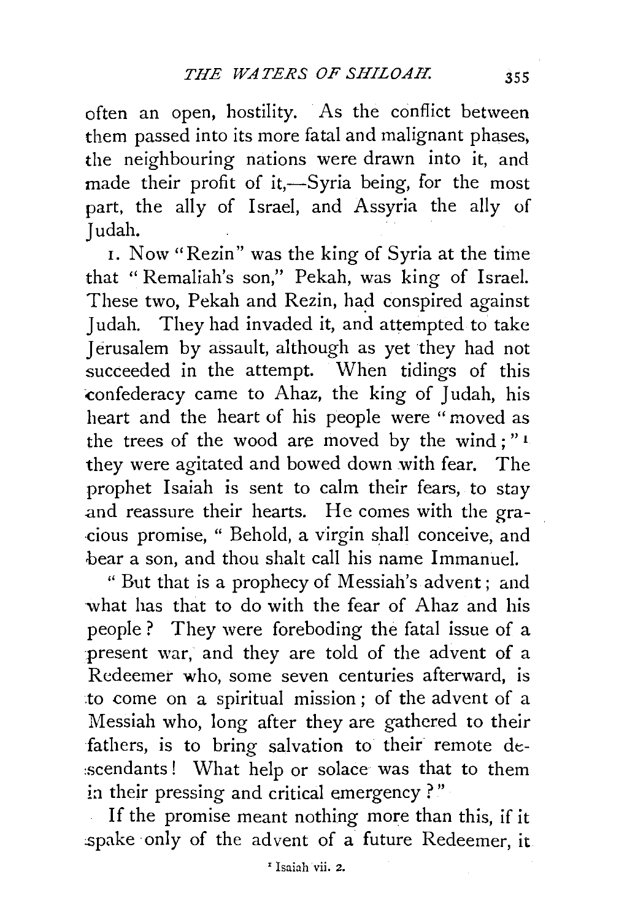often an open, hostility. As the conflict between them passed into its more fatal and malignant phases, the neighbouring nations were drawn into it, and made their profit of it,—Syria being, for the most part, the ally of Israel, and Assyria the ally of Judah.

1. Now "Rezin" was the king of Syria at the time that "Remaliah's son," Pekah, was king of Israel. These two, Pekah and Rezin, had conspired against Judah. They had invaded it, and attempted to take Jerusalem by assault, although as yet they had not succeeded in the attempt. When tidings of this confederacy came to Ahaz, the king of Judah, his heart and the heart of his people were "moved as the trees of the wood are moved by the wind;"[1] they were agitated and bowed down with fear. The prophet Isaiah is sent to calm their fears, to stay and reassure their hearts. He comes with the gracious promise, "Behold, a virgin shall conceive, and bear a son, and thou shalt call his name Immanuel.

"But that is a prophecy of Messiah's advent; and what has that to do with the fear of Ahaz and his people? They were foreboding the fatal issue of a present war, and they are told of the advent of a Redeemer who, some seven centuries afterward, is to come on a spiritual mission; of the advent of a Messiah who, long after they are gathered to their fathers, is to bring salvation to their remote descendants! What help or solace was that to them in their pressing and critical emergency?"

If the promise meant nothing more than this, if it spake only of the advent of a future Redeemer, it

[1] Isaiah vii. 2.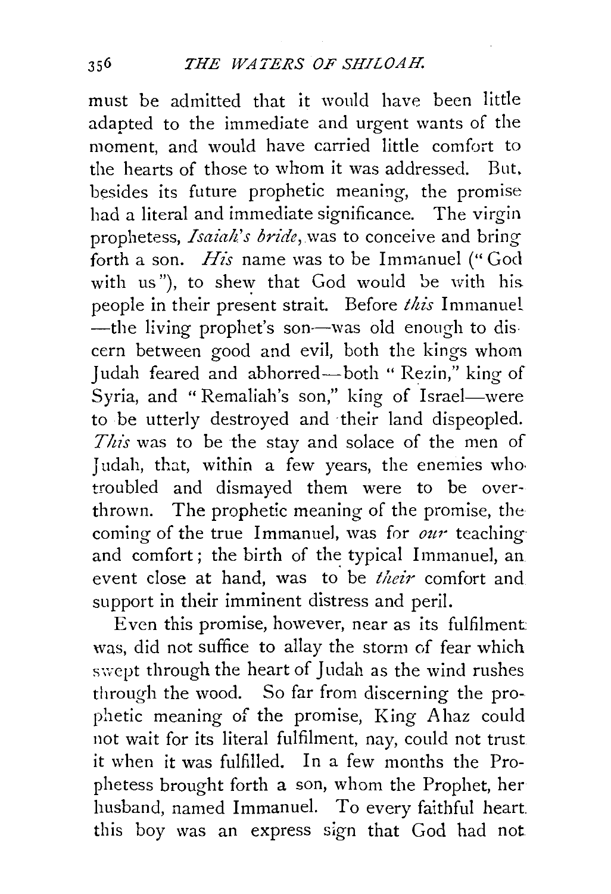must be admitted that it would have been little adapted to the immediate and urgent wants of the moment, and would have carried little comfort to the hearts of those to whom it was addressed. But, besides its future prophetic meaning, the promise had a literal and immediate significance. The virgin prophetess, *Isaiah's bride*, was to conceive and bring forth a son. *His* name was to be Immanuel ("God with us"), to shew that God would be with his people in their present strait. Before *this* Immanuel —the living prophet's son—was old enough to discern between good and evil, both the kings whom Judah feared and abhorred—both "Rezin," king of Syria, and "Remaliah's son," king of Israel—were to be utterly destroyed and their land dispeopled. *This* was to be the stay and solace of the men of Judah, that, within a few years, the enemies who troubled and dismayed them were to be overthrown. The prophetic meaning of the promise, the coming of the true Immanuel, was for *our* teaching and comfort; the birth of the typical Immanuel, an event close at hand, was to be *their* comfort and support in their imminent distress and peril.

Even this promise, however, near as its fulfilment was, did not suffice to allay the storm of fear which swept through the heart of Judah as the wind rushes through the wood. So far from discerning the prophetic meaning of the promise, King Ahaz could not wait for its literal fulfilment, nay, could not trust it when it was fulfilled. In a few months the Prophetess brought forth a son, whom the Prophet, her husband, named Immanuel. To every faithful heart this boy was an express sign that God had not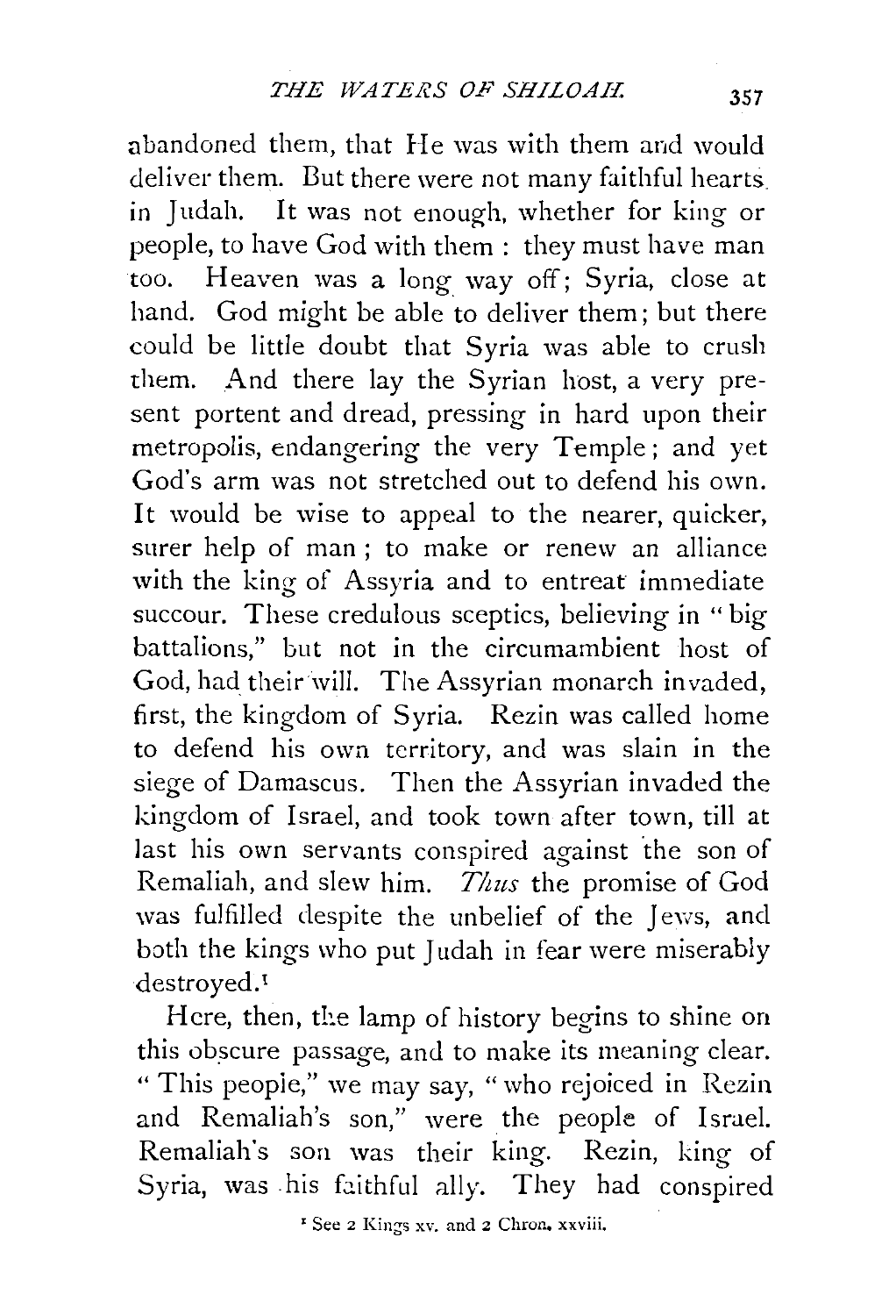abandoned them, that He was with them and would deliver them. But there were not many faithful hearts in Judah. It was not enough, whether for king or people, to have God with them: they must have man too. Heaven was a long way off; Syria, close at hand. God might be able to deliver them; but there could be little doubt that Syria was able to crush them. And there lay the Syrian host, a very present portent and dread, pressing in hard upon their metropolis, endangering the very Temple; and yet God's arm was not stretched out to defend his own. It would be wise to appeal to the nearer, quicker, surer help of man; to make or renew an alliance with the king of Assyria and to entreat immediate succour. These credulous sceptics, believing in "big battalions," but not in the circumambient host of God, had their will. The Assyrian monarch invaded, first, the kingdom of Syria. Rezin was called home to defend his own territory, and was slain in the siege of Damascus. Then the Assyrian invaded the kingdom of Israel, and took town after town, till at last his own servants conspired against the son of Remaliah, and slew him. *Thus* the promise of God was fulfilled despite the unbelief of the Jews, and both the kings who put Judah in fear were miserably destroyed.[1]

Here, then, the lamp of history begins to shine on this obscure passage, and to make its meaning clear. "This people," we may say, "who rejoiced in Rezin and Remaliah's son," were the people of Israel. Remaliah's son was their king. Rezin, king of Syria, was his faithful ally. They had conspired

[1] See 2 Kings xv. and 2 Chron. xxviii.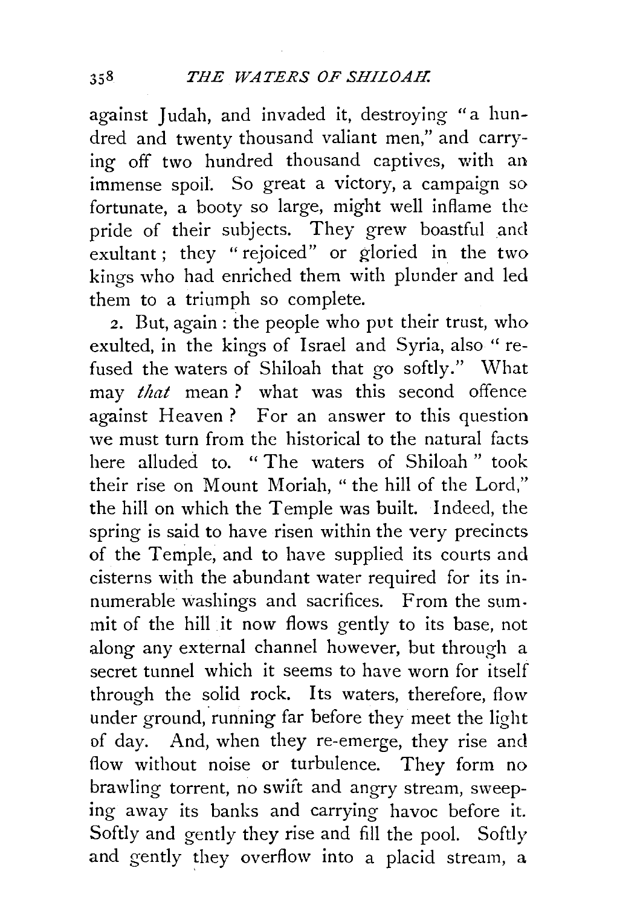against Judah, and invaded it, destroying "a hundred and twenty thousand valiant men," and carrying off two hundred thousand captives, with an immense spoil. So great a victory, a campaign so fortunate, a booty so large, might well inflame the pride of their subjects. They grew boastful and exultant; they "rejoiced" or gloried in the two kings who had enriched them with plunder and led them to a triumph so complete.

2. But, again: the people who put their trust, who exulted, in the kings of Israel and Syria, also "refused the waters of Shiloah that go softly." What may *that* mean? what was this second offence against Heaven? For an answer to this question we must turn from the historical to the natural facts here alluded to. "The waters of Shiloah" took their rise on Mount Moriah, "the hill of the Lord," the hill on which the Temple was built. Indeed, the spring is said to have risen within the very precincts of the Temple, and to have supplied its courts and cisterns with the abundant water required for its innumerable washings and sacrifices. From the summit of the hill it now flows gently to its base, not along any external channel however, but through a secret tunnel which it seems to have worn for itself through the solid rock. Its waters, therefore, flow under ground, running far before they meet the light of day. And, when they re-emerge, they rise and flow without noise or turbulence. They form no brawling torrent, no swift and angry stream, sweeping away its banks and carrying havoc before it. Softly and gently they rise and fill the pool. Softly and gently they overflow into a placid stream, a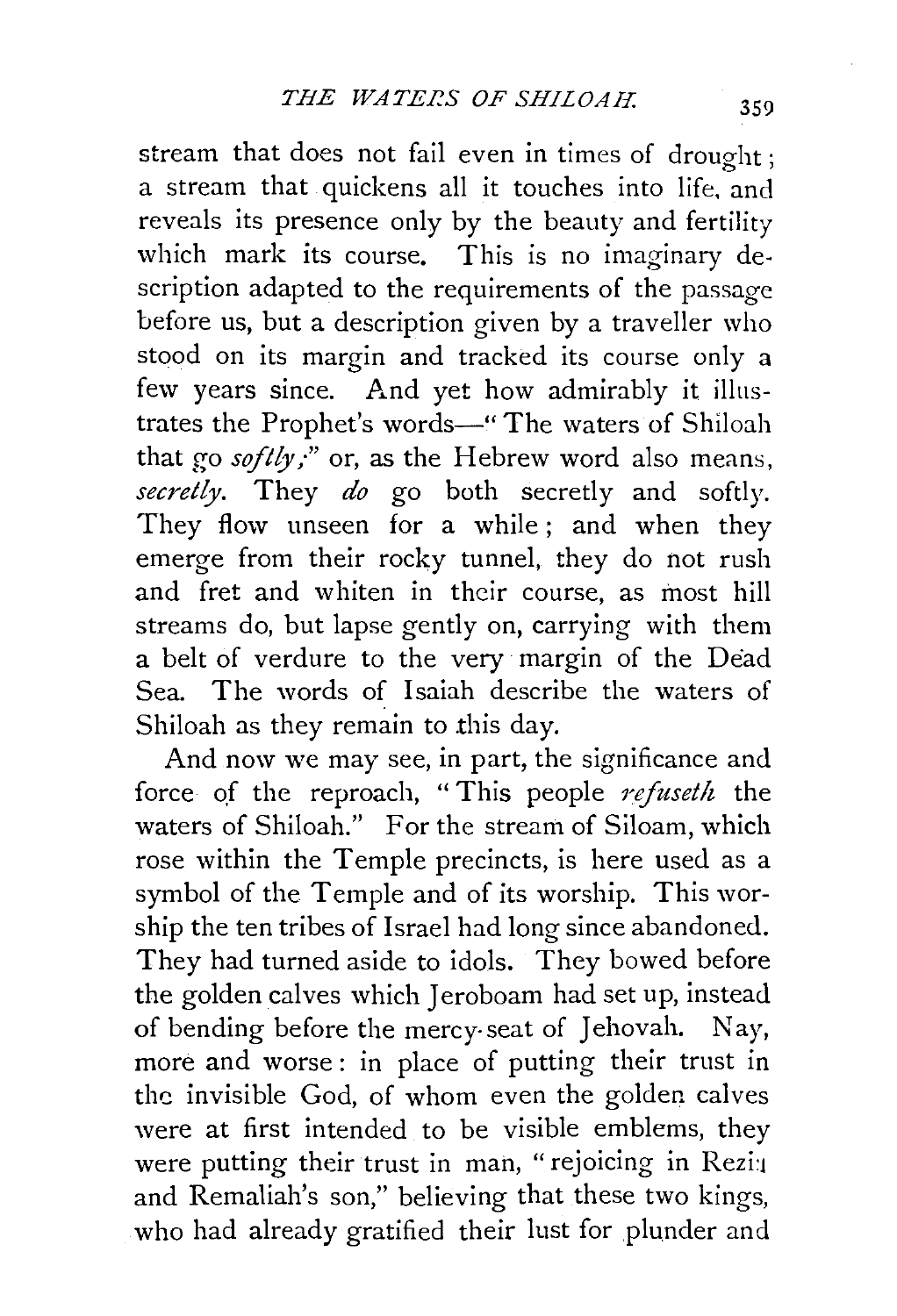stream that does not fail even in times of drought; a stream that quickens all it touches into life, and reveals its presence only by the beauty and fertility which mark its course. This is no imaginary description adapted to the requirements of the passage before us, but a description given by a traveller who stood on its margin and tracked its course only a few years since. And yet how admirably it illustrates the Prophet's words—"The waters of Shiloah that go *softly*;" or, as the Hebrew word also means, *secretly*. They *do* go both secretly and softly. They flow unseen for a while; and when they emerge from their rocky tunnel, they do not rush and fret and whiten in their course, as most hill streams do, but lapse gently on, carrying with them a belt of verdure to the very margin of the Dead Sea. The words of Isaiah describe the waters of Shiloah as they remain to this day.

And now we may see, in part, the significance and force of the reproach, "This people *refuseth* the waters of Shiloah." For the stream of Siloam, which rose within the Temple precincts, is here used as a symbol of the Temple and of its worship. This worship the ten tribes of Israel had long since abandoned. They had turned aside to idols. They bowed before the golden calves which Jeroboam had set up, instead of bending before the mercy-seat of Jehovah. Nay, more and worse: in place of putting their trust in the invisible God, of whom even the golden calves were at first intended to be visible emblems, they were putting their trust in man, "rejoicing in Rezin and Remaliah's son," believing that these two kings, who had already gratified their lust for plunder and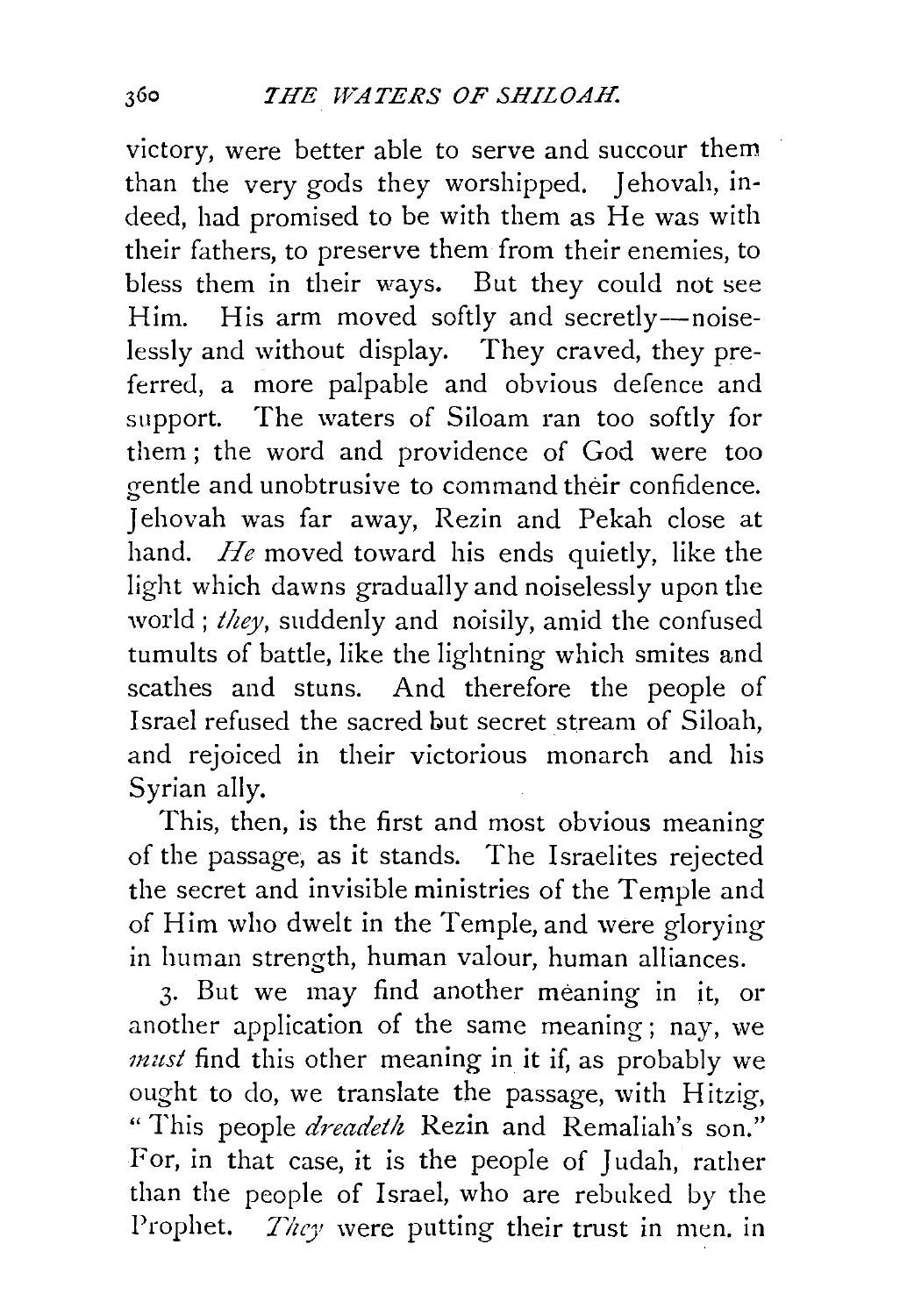victory, were better able to serve and succour them than the very gods they worshipped. Jehovah, indeed, had promised to be with them as He was with their fathers, to preserve them from their enemies, to bless them in their ways. But they could not see Him. His arm moved softly and secretly—noiselessly and without display. They craved, they preferred, a more palpable and obvious defence and support. The waters of Siloam ran too softly for them; the word and providence of God were too gentle and unobtrusive to command their confidence. Jehovah was far away, Rezin and Pekah close at hand. *He* moved toward his ends quietly, like the light which dawns gradually and noiselessly upon the world; *they*, suddenly and noisily, amid the confused tumults of battle, like the lightning which smites and scathes and stuns. And therefore the people of Israel refused the sacred but secret stream of Siloah, and rejoiced in their victorious monarch and his Syrian ally.

This, then, is the first and most obvious meaning of the passage, as it stands. The Israelites rejected the secret and invisible ministries of the Temple and of Him who dwelt in the Temple, and were glorying in human strength, human valour, human alliances.

3. But we may find another meaning in it, or another application of the same meaning; nay, we *must* find this other meaning in it if, as probably we ought to do, we translate the passage, with Hitzig, "This people *dreadeth* Rezin and Remaliah's son." For, in that case, it is the people of Judah, rather than the people of Israel, who are rebuked by the Prophet. *They* were putting their trust in men. in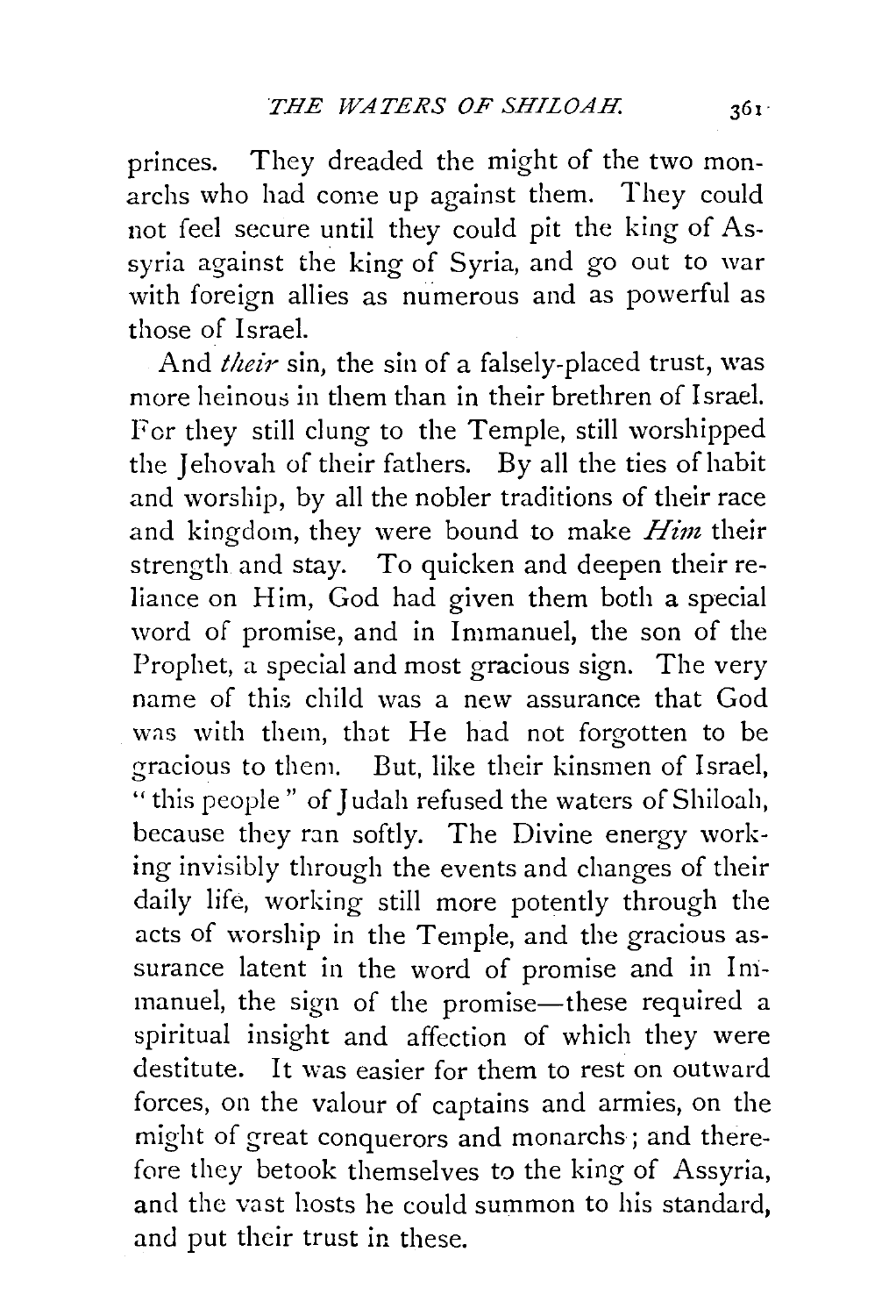princes. They dreaded the might of the two monarchs who had come up against them. They could not feel secure until they could pit the king of Assyria against the king of Syria, and go out to war with foreign allies as numerous and as powerful as those of Israel.

And *their* sin, the sin of a falsely-placed trust, was more heinous in them than in their brethren of Israel. For they still clung to the Temple, still worshipped the Jehovah of their fathers. By all the ties of habit and worship, by all the nobler traditions of their race and kingdom, they were bound to make *Him* their strength and stay. To quicken and deepen their reliance on Him, God had given them both a special word of promise, and in Immanuel, the son of the Prophet, a special and most gracious sign. The very name of this child was a new assurance that God was with them, that He had not forgotten to be gracious to them. But, like their kinsmen of Israel, "this people" of Judah refused the waters of Shiloah, because they ran softly. The Divine energy working invisibly through the events and changes of their daily life, working still more potently through the acts of worship in the Temple, and the gracious assurance latent in the word of promise and in Immanuel, the sign of the promise—these required a spiritual insight and affection of which they were destitute. It was easier for them to rest on outward forces, on the valour of captains and armies, on the might of great conquerors and monarchs; and therefore they betook themselves to the king of Assyria, and the vast hosts he could summon to his standard, and put their trust in these.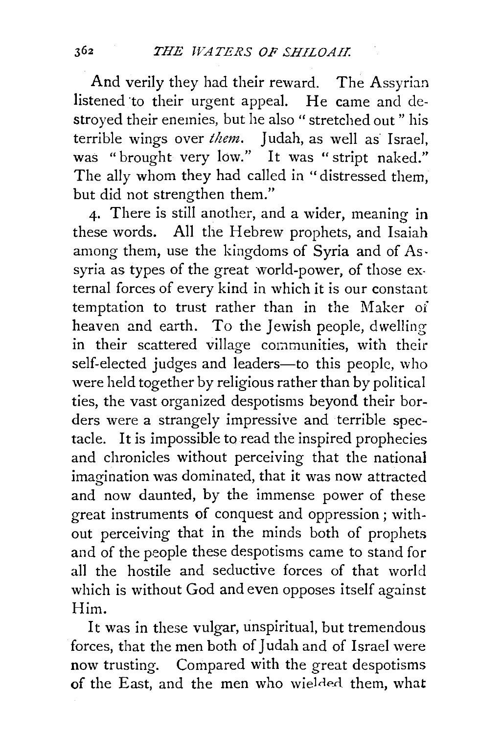And verily they had their reward. The Assyrian listened to their urgent appeal. He came and destroyed their enemies, but he also "stretched out" his terrible wings over *them*. Judah, as well as Israel, was "brought very low." It was "stript naked." The ally whom they had called in "distressed them, but did not strengthen them."

4. There is still another, and a wider, meaning in these words. All the Hebrew prophets, and Isaiah among them, use the kingdoms of Syria and of Assyria as types of the great world-power, of those external forces of every kind in which it is our constant temptation to trust rather than in the Maker of heaven and earth. To the Jewish people, dwelling in their scattered village communities, with their self-elected judges and leaders—to this people, who were held together by religious rather than by political ties, the vast organized despotisms beyond their borders were a strangely impressive and terrible spectacle. It is impossible to read the inspired prophecies and chronicles without perceiving that the national imagination was dominated, that it was now attracted and now daunted, by the immense power of these great instruments of conquest and oppression; without perceiving that in the minds both of prophets and of the people these despotisms came to stand for all the hostile and seductive forces of that world which is without God and even opposes itself against Him.

It was in these vulgar, unspiritual, but tremendous forces, that the men both of Judah and of Israel were now trusting. Compared with the great despotisms of the East, and the men who wielded them, what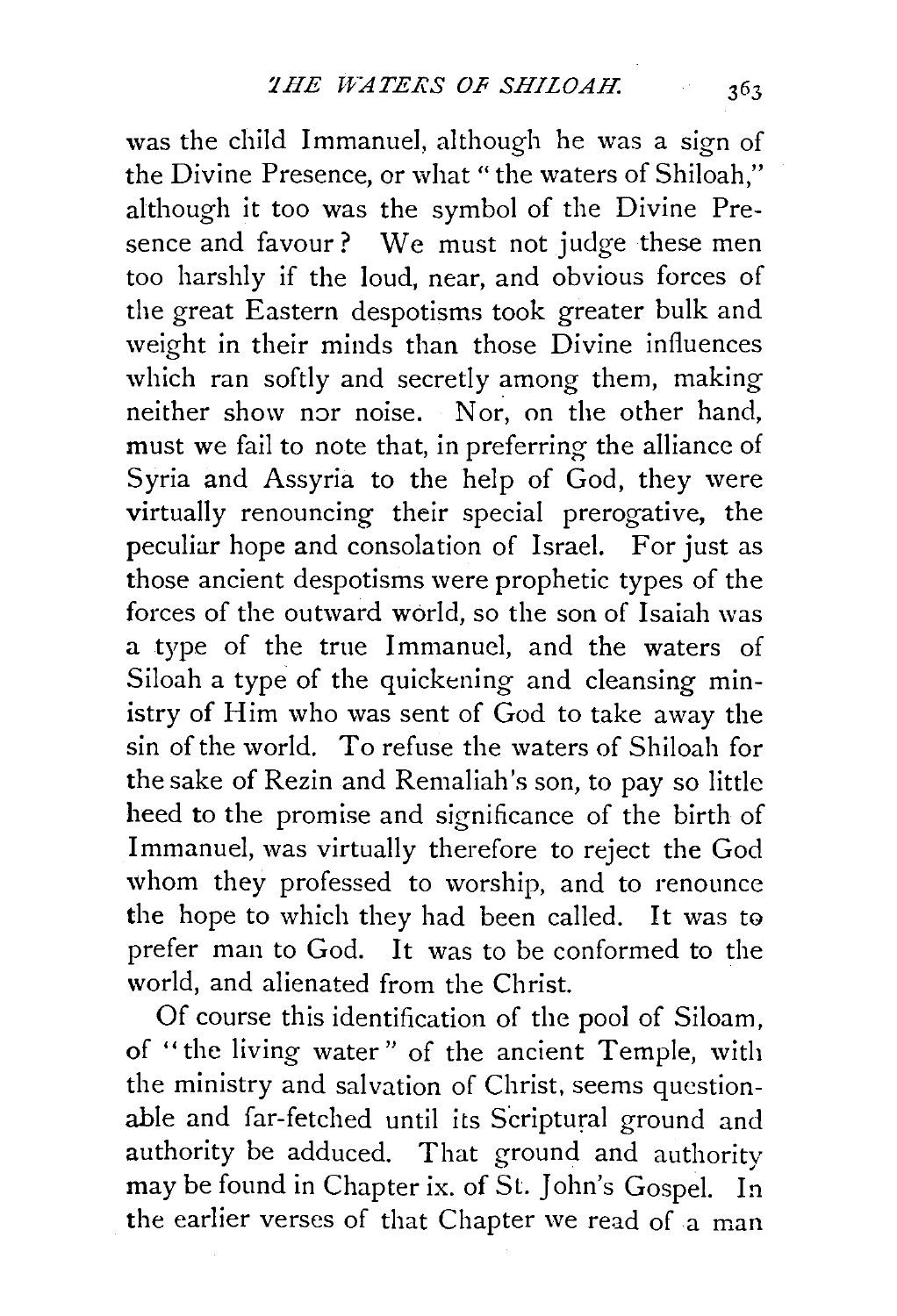was the child Immanuel, although he was a sign of the Divine Presence, or what "the waters of Shiloah," although it too was the symbol of the Divine Presence and favour? We must not judge these men too harshly if the loud, near, and obvious forces of the great Eastern despotisms took greater bulk and weight in their minds than those Divine influences which ran softly and secretly among them, making neither show nor noise. Nor, on the other hand, must we fail to note that, in preferring the alliance of Syria and Assyria to the help of God, they were virtually renouncing their special prerogative, the peculiar hope and consolation of Israel. For just as those ancient despotisms were prophetic types of the forces of the outward world, so the son of Isaiah was a type of the true Immanuel, and the waters of Siloah a type of the quickening and cleansing ministry of Him who was sent of God to take away the sin of the world. To refuse the waters of Shiloah for the sake of Rezin and Remaliah's son, to pay so little heed to the promise and significance of the birth of Immanuel, was virtually therefore to reject the God whom they professed to worship, and to renounce the hope to which they had been called. It was to prefer man to God. It was to be conformed to the world, and alienated from the Christ.

Of course this identification of the pool of Siloam, of "the living water" of the ancient Temple, with the ministry and salvation of Christ, seems questionable and far-fetched until its Scriptural ground and authority be adduced. That ground and authority may be found in Chapter ix. of St. John's Gospel. In the earlier verses of that Chapter we read of a man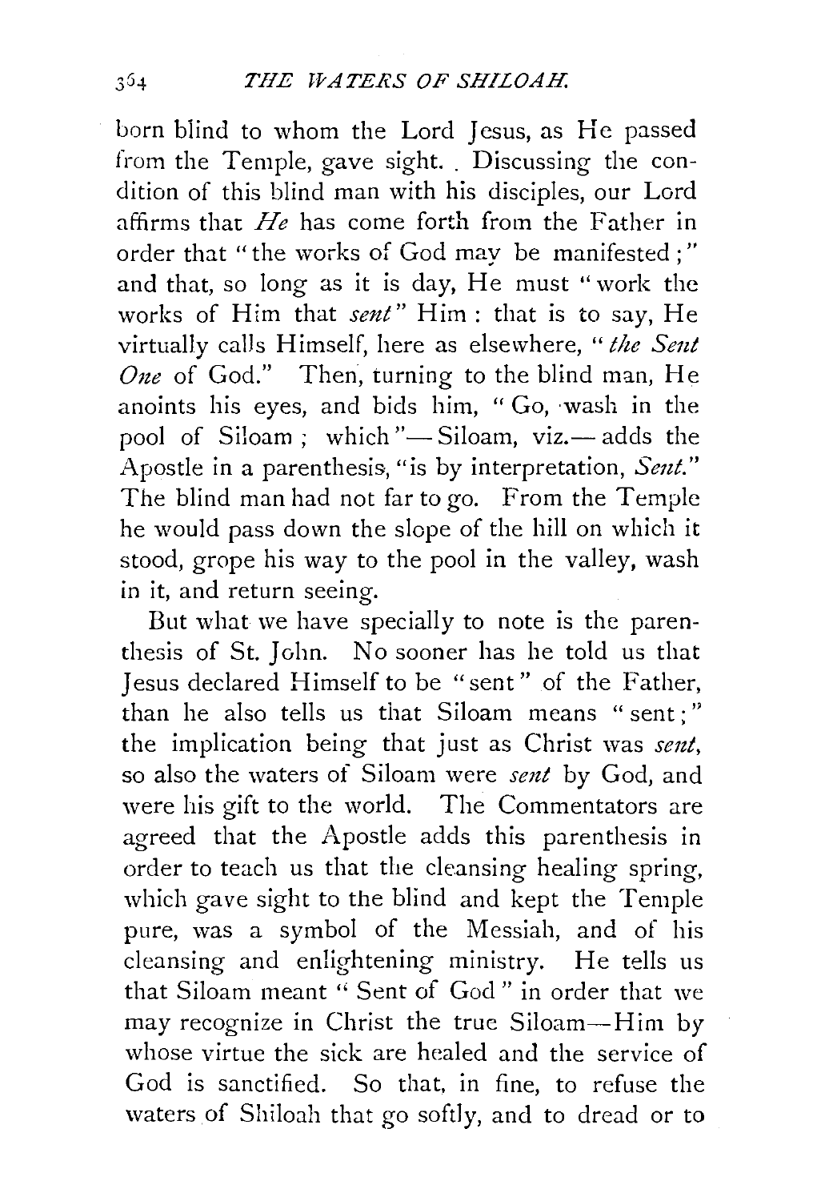born blind to whom the Lord Jesus, as He passed from the Temple, gave sight. . Discussing the condition of this blind man with his disciples, our Lord affirms that *He* has come forth from the Father in order that "the works of God may be manifested;" and that, so long as it is day, He must "work the works of Him that *sent*" Him: that is to say, He virtually calls Himself, here as elsewhere, "*the Sent One* of God." Then, turning to the blind man, He anoints his eyes, and bids him, "Go, wash in the pool of Siloam; which"—Siloam, viz.—adds the Apostle in a parenthesis, "is by interpretation, *Sent*." The blind man had not far to go. From the Temple he would pass down the slope of the hill on which it stood, grope his way to the pool in the valley, wash in it, and return seeing.

But what we have specially to note is the parenthesis of St. John. No sooner has he told us that Jesus declared Himself to be "sent" of the Father, than he also tells us that Siloam means "sent;" the implication being that just as Christ was *sent*, so also the waters of Siloam were *sent* by God, and were his gift to the world. The Commentators are agreed that the Apostle adds this parenthesis in order to teach us that the cleansing healing spring, which gave sight to the blind and kept the Temple pure, was a symbol of the Messiah, and of his cleansing and enlightening ministry. He tells us that Siloam meant "Sent of God" in order that we may recognize in Christ the true Siloam—Him by whose virtue the sick are healed and the service of God is sanctified. So that, in fine, to refuse the waters of Shiloah that go softly, and to dread or to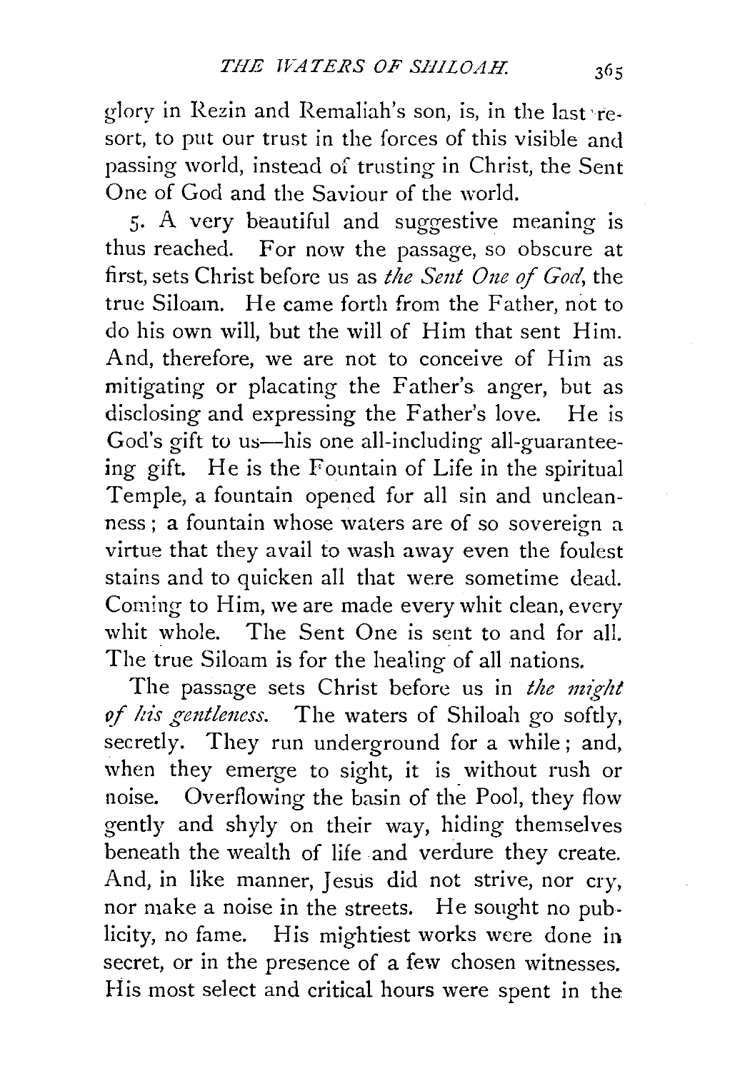glory in Rezin and Remaliah's son, is, in the last resort, to put our trust in the forces of this visible and passing world, instead of trusting in Christ, the Sent One of God and the Saviour of the world.

5. A very beautiful and suggestive meaning is thus reached. For now the passage, so obscure at first, sets Christ before us as *the Sent One of God*, the true Siloam. He came forth from the Father, not to do his own will, but the will of Him that sent Him. And, therefore, we are not to conceive of Him as mitigating or placating the Father's anger, but as disclosing and expressing the Father's love. He is God's gift to us—his one all-including all-guaranteeing gift. He is the Fountain of Life in the spiritual Temple, a fountain opened for all sin and uncleanness; a fountain whose waters are of so sovereign a virtue that they avail to wash away even the foulest stains and to quicken all that were sometime dead. Coming to Him, we are made every whit clean, every whit whole. The Sent One is sent to and for all. The true Siloam is for the healing of all nations.

The passage sets Christ before us in *the might of his gentleness*. The waters of Shiloah go softly, secretly. They run underground for a while; and, when they emerge to sight, it is without rush or noise. Overflowing the basin of the Pool, they flow gently and shyly on their way, hiding themselves beneath the wealth of life and verdure they create. And, in like manner, Jesus did not strive, nor cry, nor make a noise in the streets. He sought no publicity, no fame. His mightiest works were done in secret, or in the presence of a few chosen witnesses. His most select and critical hours were spent in the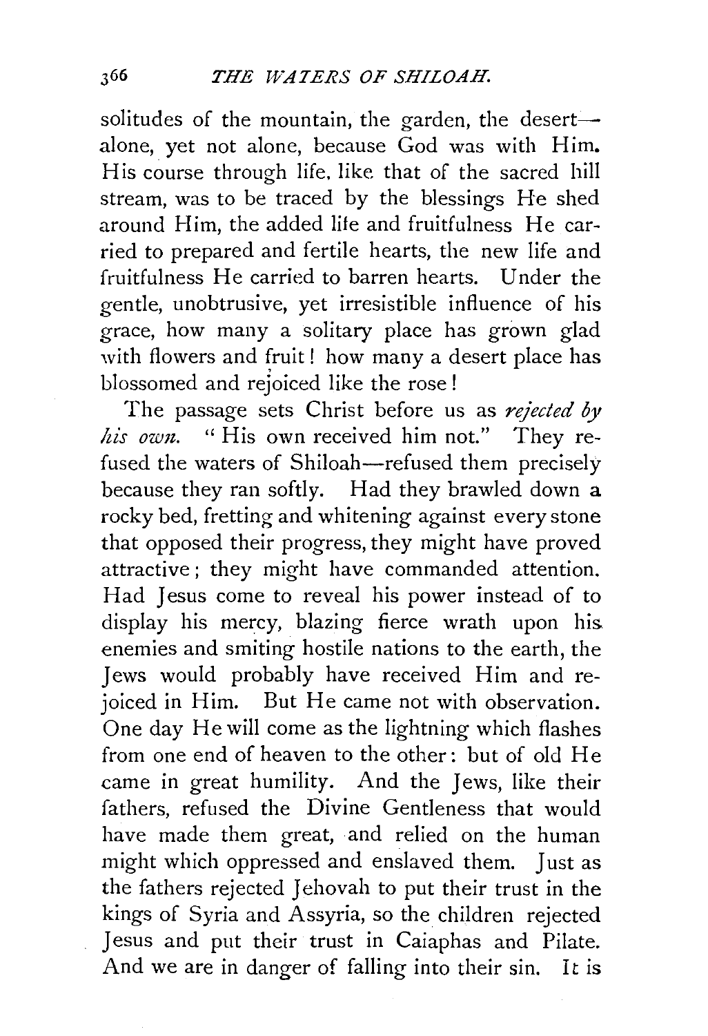solitudes of the mountain, the garden, the desert—alone, yet not alone, because God was with Him. His course through life, like that of the sacred hill stream, was to be traced by the blessings He shed around Him, the added life and fruitfulness He carried to prepared and fertile hearts, the new life and fruitfulness He carried to barren hearts. Under the gentle, unobtrusive, yet irresistible influence of his grace, how many a solitary place has grown glad with flowers and fruit! how many a desert place has blossomed and rejoiced like the rose!

The passage sets Christ before us as *rejected by his own.* "His own received him not." They refused the waters of Shiloah—refused them precisely because they ran softly. Had they brawled down a rocky bed, fretting and whitening against every stone that opposed their progress, they might have proved attractive; they might have commanded attention. Had Jesus come to reveal his power instead of to display his mercy, blazing fierce wrath upon his enemies and smiting hostile nations to the earth, the Jews would probably have received Him and rejoiced in Him. But He came not with observation. One day He will come as the lightning which flashes from one end of heaven to the other: but of old He came in great humility. And the Jews, like their fathers, refused the Divine Gentleness that would have made them great, and relied on the human might which oppressed and enslaved them. Just as the fathers rejected Jehovah to put their trust in the kings of Syria and Assyria, so the children rejected Jesus and put their trust in Caiaphas and Pilate. And we are in danger of falling into their sin. It is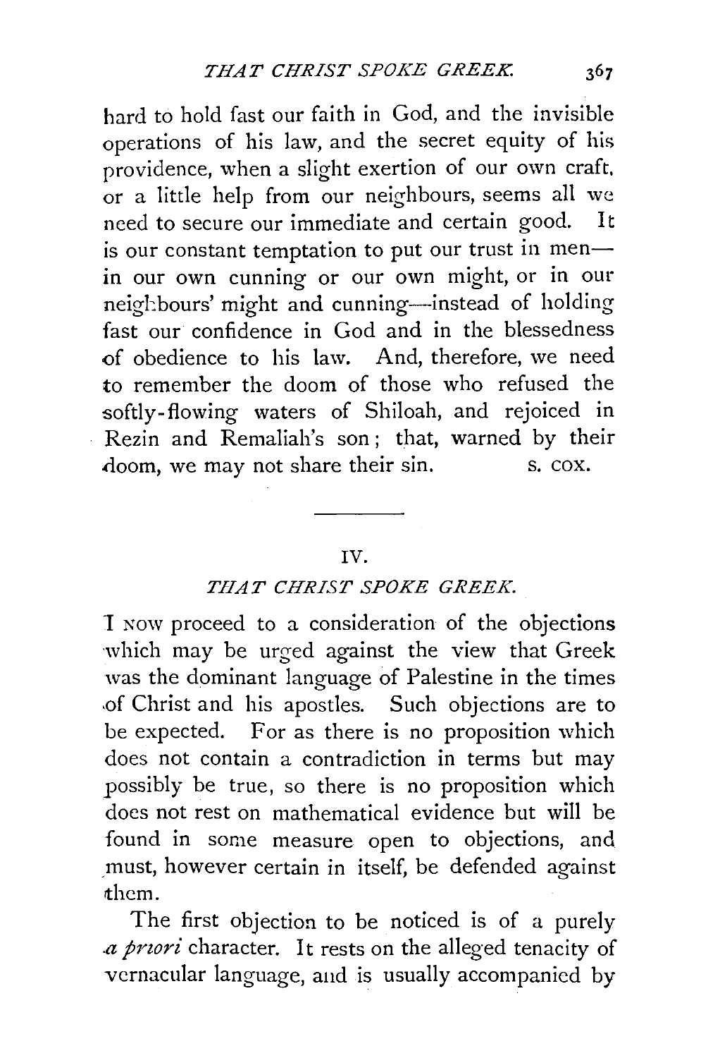hard to hold fast our faith in God, and the invisible operations of his law, and the secret equity of his providence, when a slight exertion of our own craft, or a little help from our neighbours, seems all we need to secure our immediate and certain good. It is our constant temptation to put our trust in men—in our own cunning or our own might, or in our neighbours' might and cunning—instead of holding fast our confidence in God and in the blessedness of obedience to his law. And, therefore, we need to remember the doom of those who refused the softly-flowing waters of Shiloah, and rejoiced in Rezin and Remaliah's son; that, warned by their doom, we may not share their sin.

S. COX.

---

## IV.

## *THAT CHRIST SPOKE GREEK.*

I NOW proceed to a consideration of the objections which may be urged against the view that Greek was the dominant language of Palestine in the times of Christ and his apostles. Such objections are to be expected. For as there is no proposition which does not contain a contradiction in terms but may possibly be true, so there is no proposition which does not rest on mathematical evidence but will be found in some measure open to objections, and must, however certain in itself, be defended against them.

The first objection to be noticed is of a purely *a priori* character. It rests on the alleged tenacity of vernacular language, and is usually accompanied by